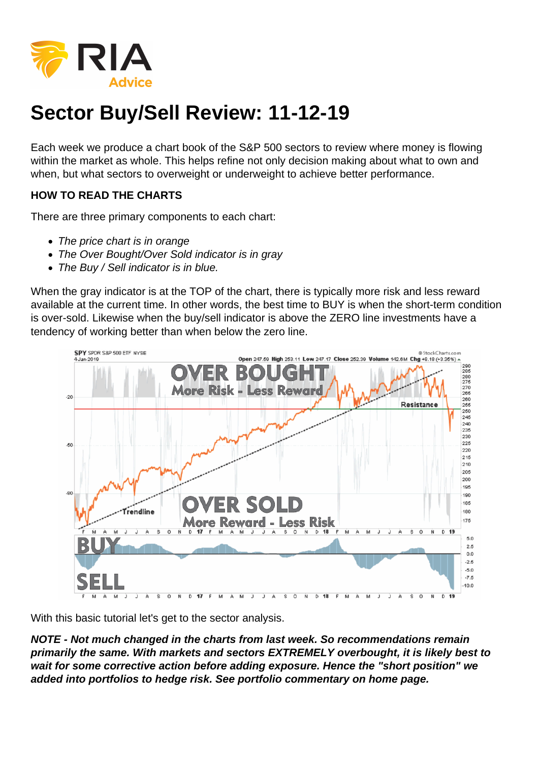# Sector Buy/Sell Review: 11-12-19

Each week we produce a chart book of the S&P 500 sectors to review where money is flowing within the market as whole. This helps refine not only decision making about what to own and when, but what sectors to overweight or underweight to achieve better performance.

### HOW TO READ THE CHARTS

There are three primary components to each chart:

- *The price chart is in orange*
- *The Over Bought/Over Sold indicator is in gray*
- *The Buy / Sell indicator is in blue.*

When the gray indicator is at the TOP of the chart, there is typically more risk and less reward available at the current time. In other words, the best time to BUY is when the short-term condition is over-sold. Likewise when the buy/sell indicator is above the ZERO line investments have a tendency of working better than when below the zero line.

With this basic tutorial let's get to the sector analysis.

***NOTE - Not much changed in the charts from last week. So recommendations remain primarily the same. With markets and sectors EXTREMELY overbought, it is likely best to wait for some corrective action before adding exposure. Hence the "short position" we added into portfolios to hedge risk. See portfolio commentary on home page.***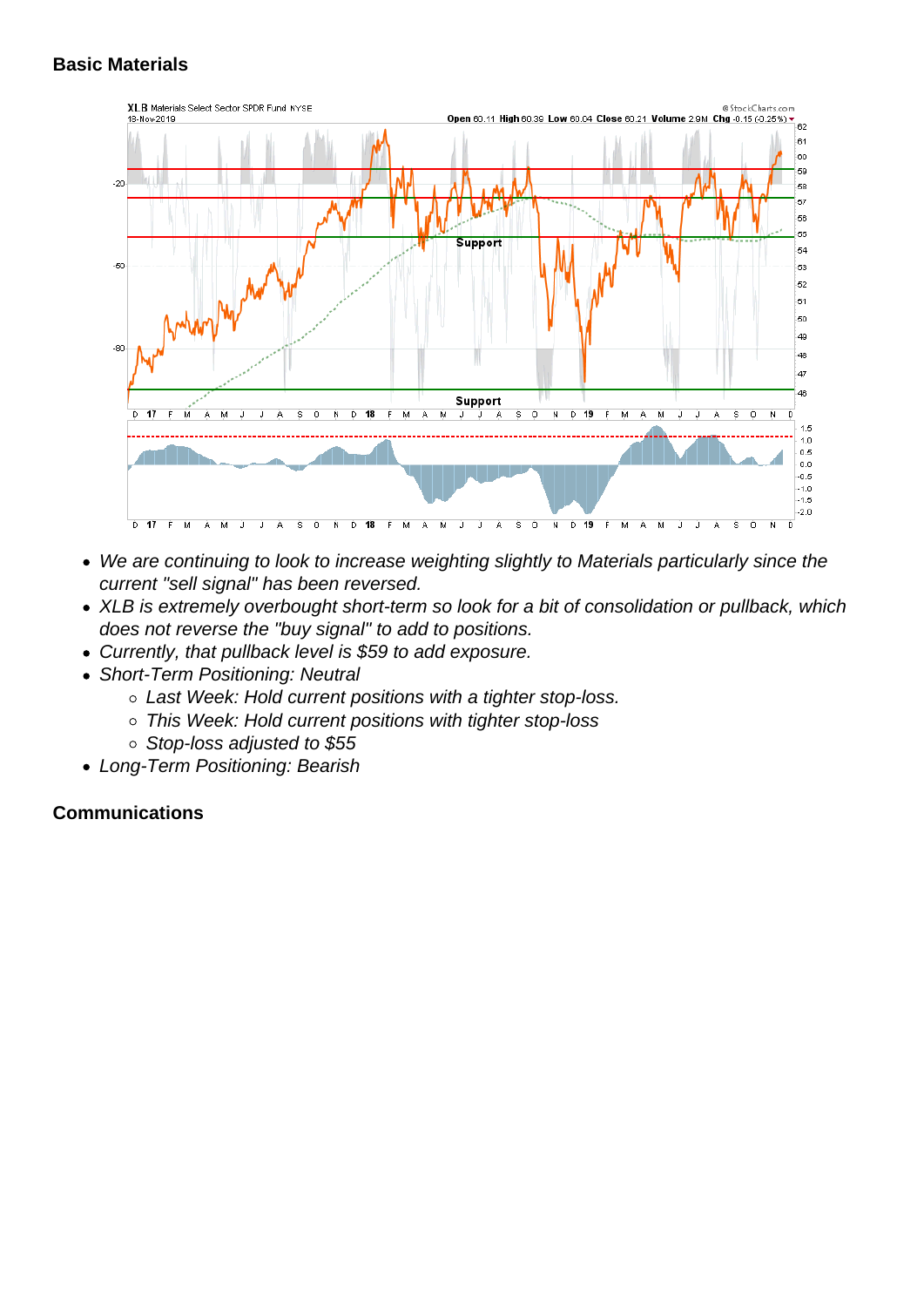## Basic Materials

- *We are continuing to look to increase weighting slightly to Materials particularly since the current "sell signal" has been reversed.*
- *XLB is extremely overbought short-term so look for a bit of consolidation or pullback, which does not reverse the "buy signal" to add to positions.*
- *Currently, that pullback level is $59 to add exposure.*
- *Short-Term Positioning: Neutral*
  - *Last Week: Hold current positions with a tighter stop-loss.*
  - *This Week: Hold current positions with tighter stop-loss*
  - *Stop-loss adjusted to $55*
- *Long-Term Positioning: Bearish*

## Communications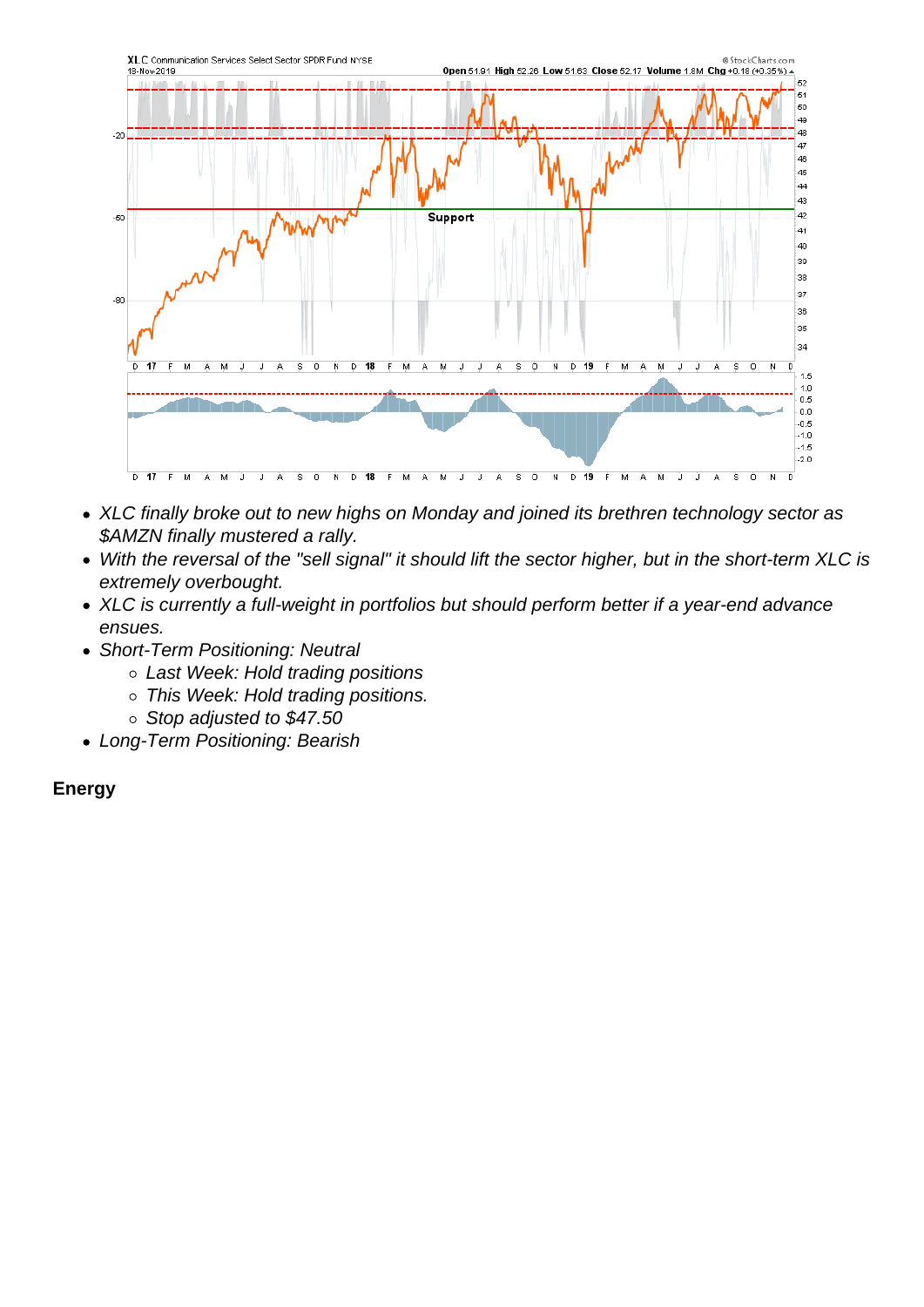- *XLC finally broke out to new highs on Monday and joined its brethren technology sector as $AMZN finally mustered a rally.*
- *With the reversal of the "sell signal" it should lift the sector higher, but in the short-term XLC is extremely overbought.*
- *XLC is currently a full-weight in portfolios but should perform better if a year-end advance ensues.*
- *Short-Term Positioning: Neutral*
    - *Last Week: Hold trading positions*
    - *This Week: Hold trading positions.*
    - *Stop adjusted to $47.50*
- *Long-Term Positioning: Bearish*

**Energy**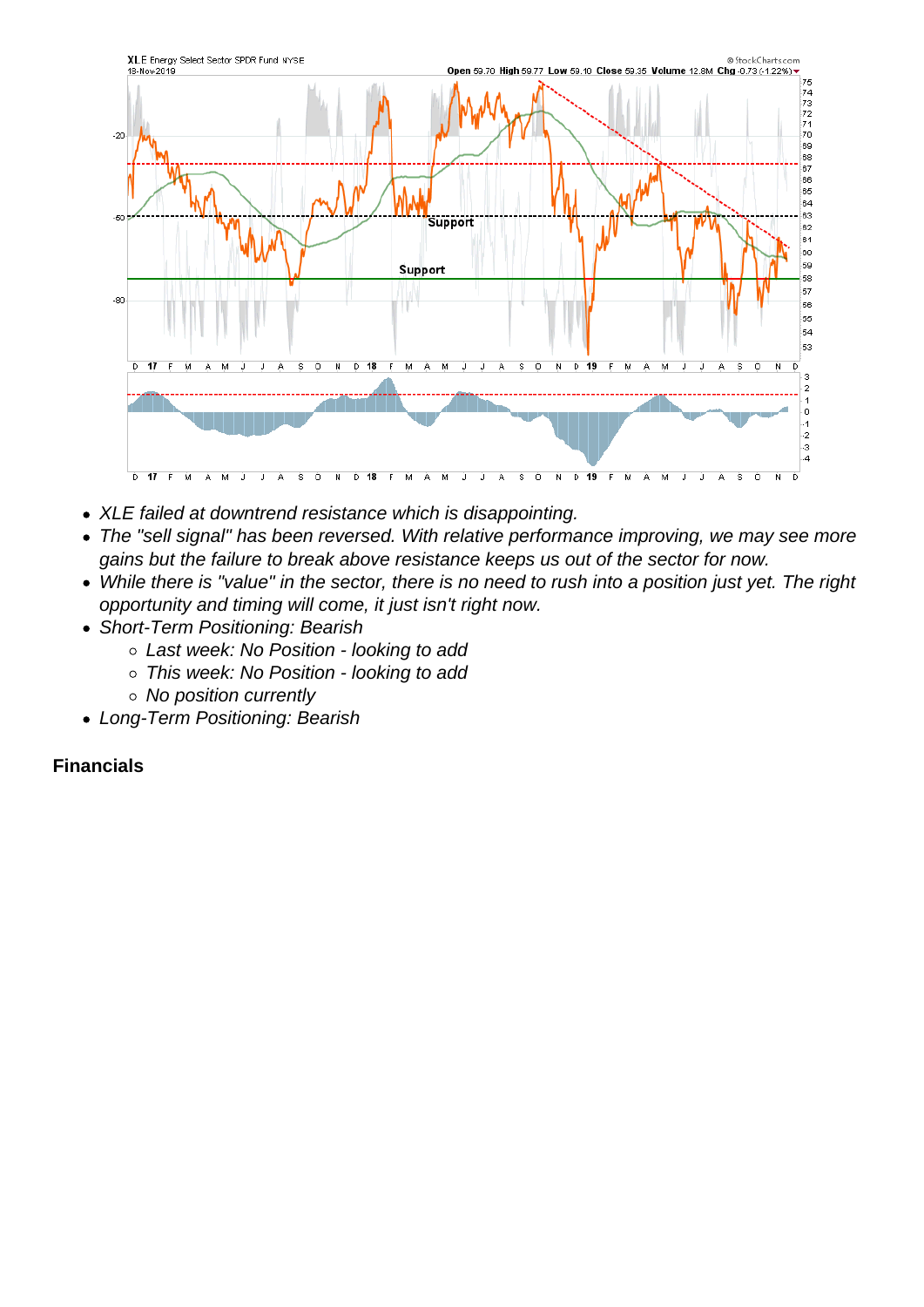- *XLE failed at downtrend resistance which is disappointing.*
- *The "sell signal" has been reversed. With relative performance improving, we may see more gains but the failure to break above resistance keeps us out of the sector for now.*
- *While there is "value" in the sector, there is no need to rush into a position just yet. The right opportunity and timing will come, it just isn't right now.*
- *Short-Term Positioning: Bearish*
  - *Last week: No Position - looking to add*
  - *This week: No Position - looking to add*
  - *No position currently*
- *Long-Term Positioning: Bearish*

**Financials**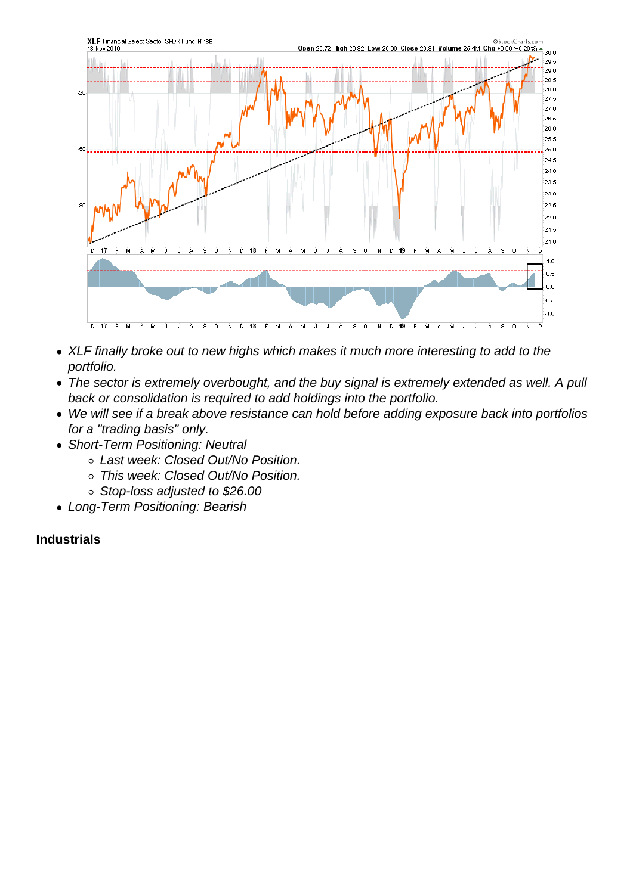- *XLF finally broke out to new highs which makes it much more interesting to add to the portfolio.*
- *The sector is extremely overbought, and the buy signal is extremely extended as well. A pull back or consolidation is required to add holdings into the portfolio.*
- *We will see if a break above resistance can hold before adding exposure back into portfolios for a "trading basis" only.*
- *Short-Term Positioning: Neutral*
  - *Last week: Closed Out/No Position.*
  - *This week: Closed Out/No Position.*
  - *Stop-loss adjusted to $26.00*
- *Long-Term Positioning: Bearish*

**Industrials**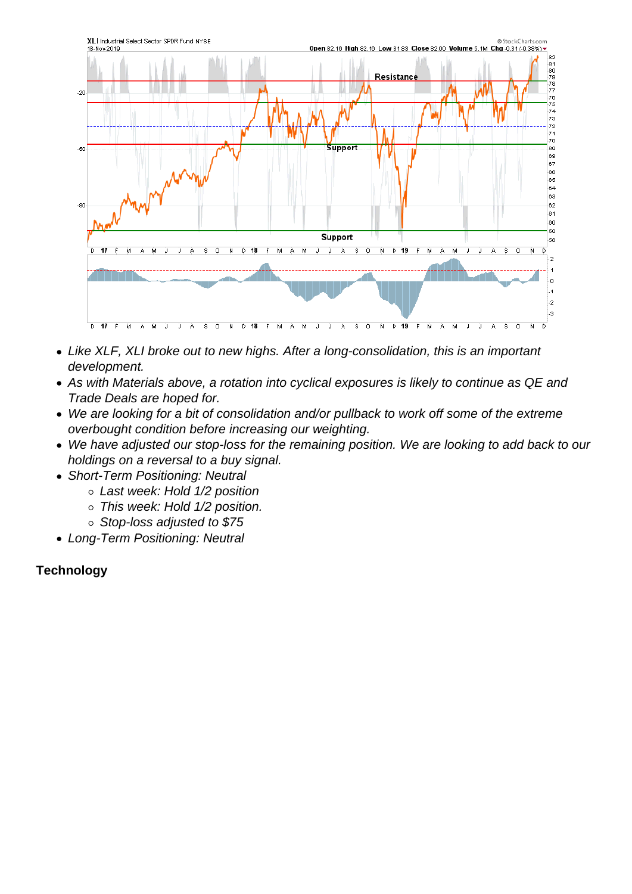- *Like XLF, XLI broke out to new highs. After a long-consolidation, this is an important development.*
- *As with Materials above, a rotation into cyclical exposures is likely to continue as QE and Trade Deals are hoped for.*
- *We are looking for a bit of consolidation and/or pullback to work off some of the extreme overbought condition before increasing our weighting.*
- *We have adjusted our stop-loss for the remaining position. We are looking to add back to our holdings on a reversal to a buy signal.*
- *Short-Term Positioning: Neutral*
    - *Last week: Hold 1/2 position*
    - *This week: Hold 1/2 position.*
    - *Stop-loss adjusted to $75*
- *Long-Term Positioning: Neutral*

**Technology**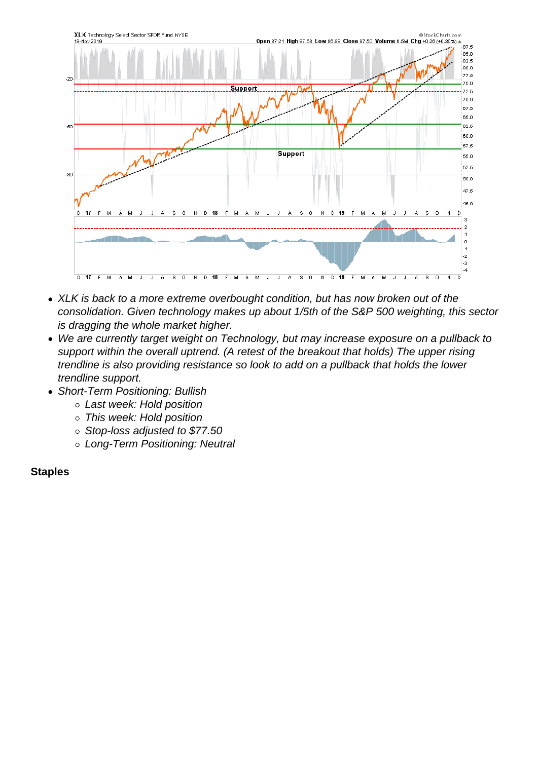- *XLK is back to a more extreme overbought condition, but has now broken out of the consolidation. Given technology makes up about 1/5th of the S&P 500 weighting, this sector is dragging the whole market higher.*
- *We are currently target weight on Technology, but may increase exposure on a pullback to support within the overall uptrend. (A retest of the breakout that holds) The upper rising trendline is also providing resistance so look to add on a pullback that holds the lower trendline support.*
- *Short-Term Positioning: Bullish*
    - *Last week: Hold position*
    - *This week: Hold position*
    - *Stop-loss adjusted to $77.50*
    - *Long-Term Positioning: Neutral*

**Staples**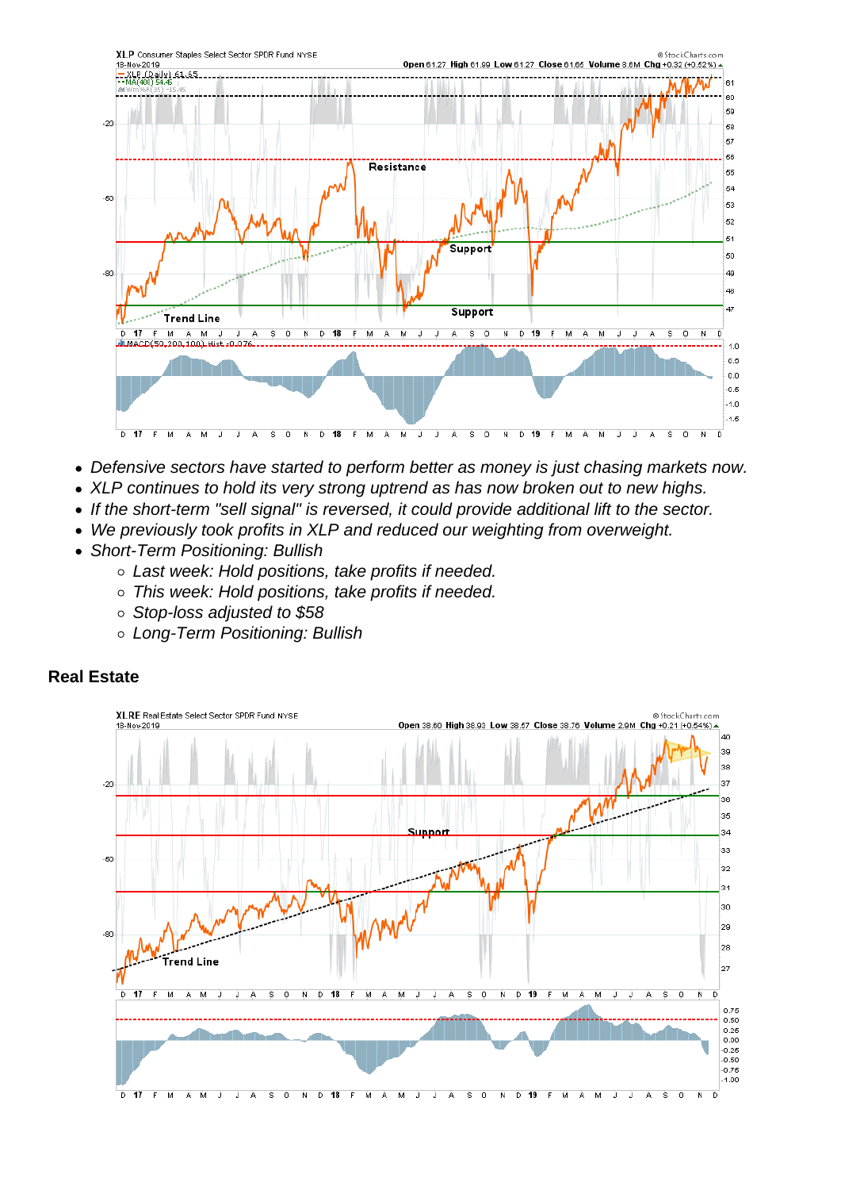- *Defensive sectors have started to perform better as money is just chasing markets now.*
- *XLP continues to hold its very strong uptrend as has now broken out to new highs.*
- *If the short-term "sell signal" is reversed, it could provide additional lift to the sector.*
- *We previously took profits in XLP and reduced our weighting from overweight.*
- *Short-Term Positioning: Bullish*
  - *Last week: Hold positions, take profits if needed.*
  - *This week: Hold positions, take profits if needed.*
  - *Stop-loss adjusted to $58*
  - *Long-Term Positioning: Bullish*

## Real Estate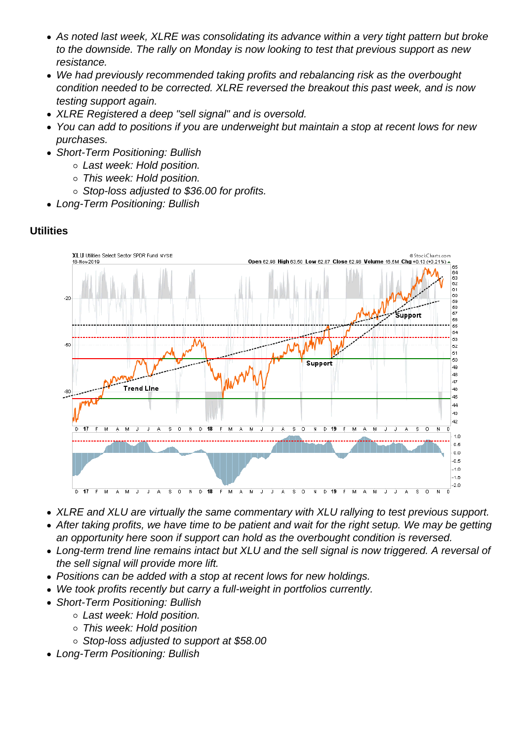- *As noted last week, XLRE was consolidating its advance within a very tight pattern but broke to the downside. The rally on Monday is now looking to test that previous support as new resistance.*
- *We had previously recommended taking profits and rebalancing risk as the overbought condition needed to be corrected. XLRE reversed the breakout this past week, and is now testing support again.*
- *XLRE Registered a deep "sell signal" and is oversold.*
- *You can add to positions if you are underweight but maintain a stop at recent lows for new purchases.*
- *Short-Term Positioning: Bullish*
  - *Last week: Hold position.*
  - *This week: Hold position.*
  - *Stop-loss adjusted to $36.00 for profits.*
- *Long-Term Positioning: Bullish*

**Utilities**

- *XLRE and XLU are virtually the same commentary with XLU rallying to test previous support.*
- *After taking profits, we have time to be patient and wait for the right setup. We may be getting an opportunity here soon if support can hold as the overbought condition is reversed.*
- *Long-term trend line remains intact but XLU and the sell signal is now triggered. A reversal of the sell signal will provide more lift.*
- *Positions can be added with a stop at recent lows for new holdings.*
- *We took profits recently but carry a full-weight in portfolios currently.*
- *Short-Term Positioning: Bullish*
  - *Last week: Hold position.*
  - *This week: Hold position*
  - *Stop-loss adjusted to support at $58.00*
- *Long-Term Positioning: Bullish*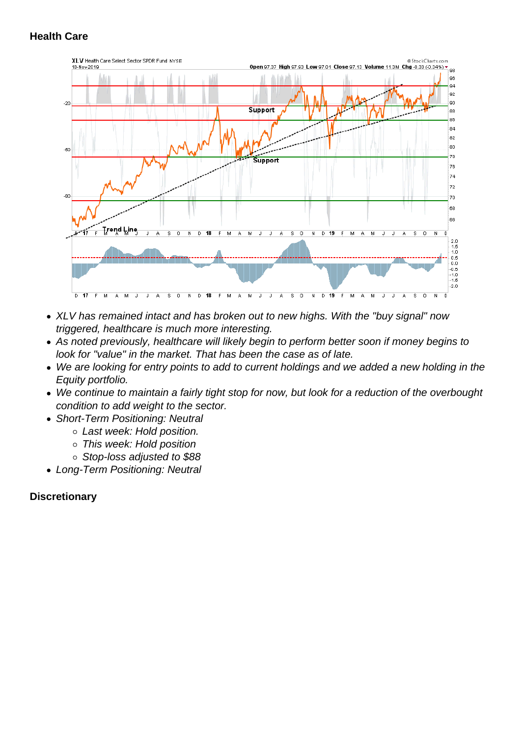## Health Care

- *XLV has remained intact and has broken out to new highs. With the "buy signal" now triggered, healthcare is much more interesting.*
- *As noted previously, healthcare will likely begin to perform better soon if money begins to look for "value" in the market. That has been the case as of late.*
- *We are looking for entry points to add to current holdings and we added a new holding in the Equity portfolio.*
- *We continue to maintain a fairly tight stop for now, but look for a reduction of the overbought condition to add weight to the sector.*
- *Short-Term Positioning: Neutral*
  - *Last week: Hold position.*
  - *This week: Hold position*
  - *Stop-loss adjusted to $88*
- *Long-Term Positioning: Neutral*

## Discretionary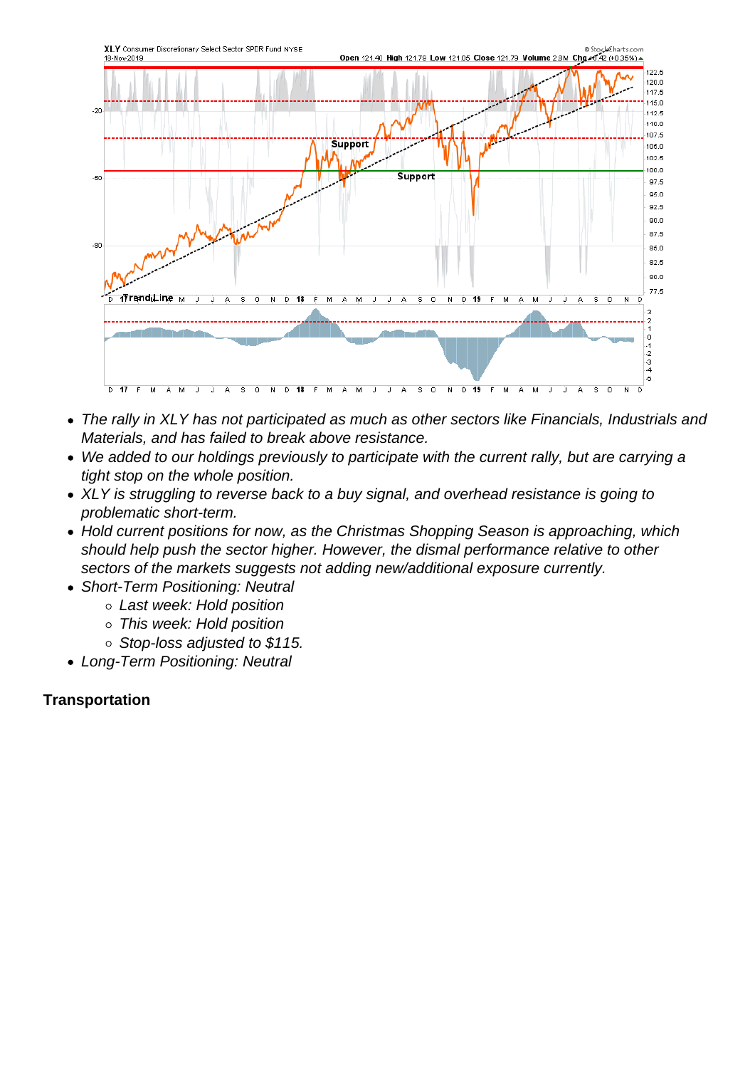- *The rally in XLY has not participated as much as other sectors like Financials, Industrials and Materials, and has failed to break above resistance.*
- *We added to our holdings previously to participate with the current rally, but are carrying a tight stop on the whole position.*
- *XLY is struggling to reverse back to a buy signal, and overhead resistance is going to problematic short-term.*
- *Hold current positions for now, as the Christmas Shopping Season is approaching, which should help push the sector higher. However, the dismal performance relative to other sectors of the markets suggests not adding new/additional exposure currently.*
- *Short-Term Positioning: Neutral*
    - *Last week: Hold position*
    - *This week: Hold position*
    - *Stop-loss adjusted to $115.*
- *Long-Term Positioning: Neutral*

**Transportation**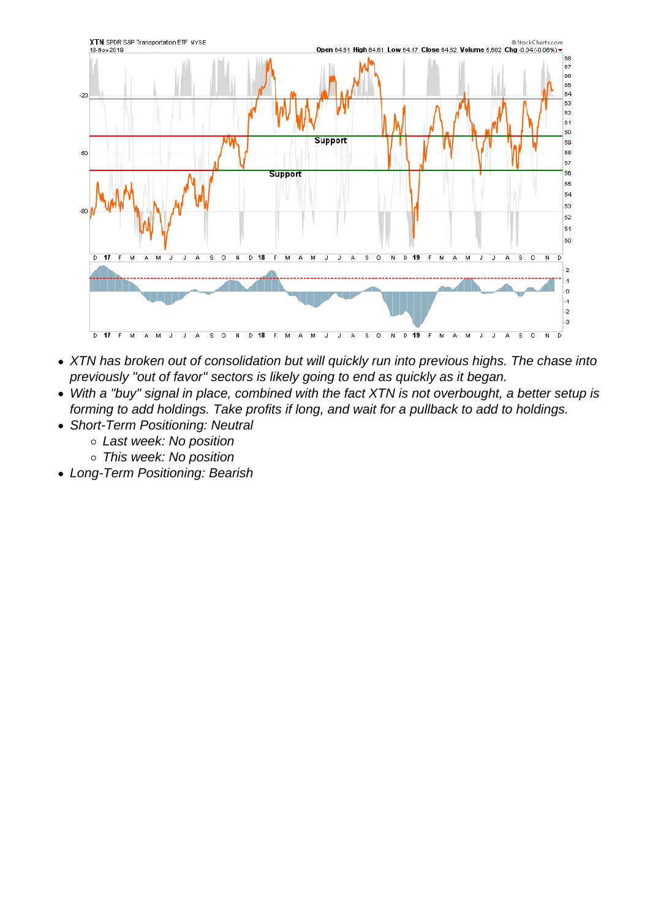XTN SPDR S&P Transportation ETF NYSE
18-Nov-2019
@StockCharts.com
Open 64.61 High 64.61 Low 64.17 Close 64.52 Volume 5,602 Chg -0.04 (-0.06%)

Support

Support

- *XTN has broken out of consolidation but will quickly run into previous highs. The chase into previously "out of favor" sectors is likely going to end as quickly as it began.*
- *With a "buy" signal in place, combined with the fact XTN is not overbought, a better setup is forming to add holdings. Take profits if long, and wait for a pullback to add to holdings.*
- *Short-Term Positioning: Neutral*
  - *Last week: No position*
  - *This week: No position*
- *Long-Term Positioning: Bearish*